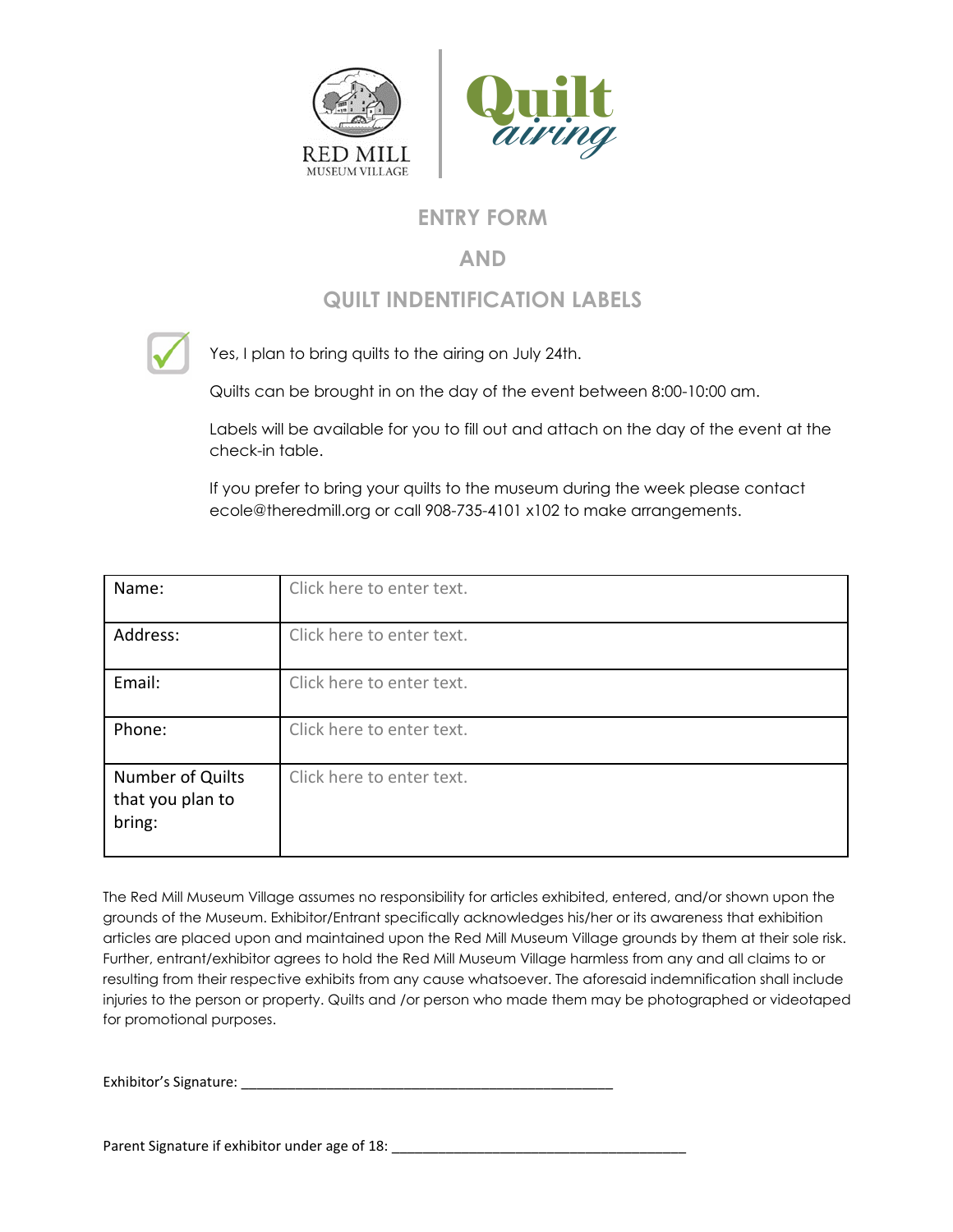RED MILL MUSEUM VILLAGE | Quilt airing

## ENTRY FORM

## AND

## QUILT INDENTIFICATION LABELS

☑ Yes, I plan to bring quilts to the airing on July 24th.

Quilts can be brought in on the day of the event between 8:00-10:00 am.

Labels will be available for you to fill out and attach on the day of the event at the check-in table.

If you prefer to bring your quilts to the museum during the week please contact ecole@theredmill.org or call 908-735-4101 x102 to make arrangements.

| | |
|---|---|
| Name: | Click here to enter text. |
| Address: | Click here to enter text. |
| Email: | Click here to enter text. |
| Phone: | Click here to enter text. |
| Number of Quilts that you plan to bring: | Click here to enter text. |

The Red Mill Museum Village assumes no responsibility for articles exhibited, entered, and/or shown upon the grounds of the Museum. Exhibitor/Entrant specifically acknowledges his/her or its awareness that exhibition articles are placed upon and maintained upon the Red Mill Museum Village grounds by them at their sole risk. Further, entrant/exhibitor agrees to hold the Red Mill Museum Village harmless from any and all claims to or resulting from their respective exhibits from any cause whatsoever. The aforesaid indemnification shall include injuries to the person or property. Quilts and /or person who made them may be photographed or videotaped for promotional purposes.

Exhibitor's Signature: ___________________________________________________

Parent Signature if exhibitor under age of 18: ________________________________________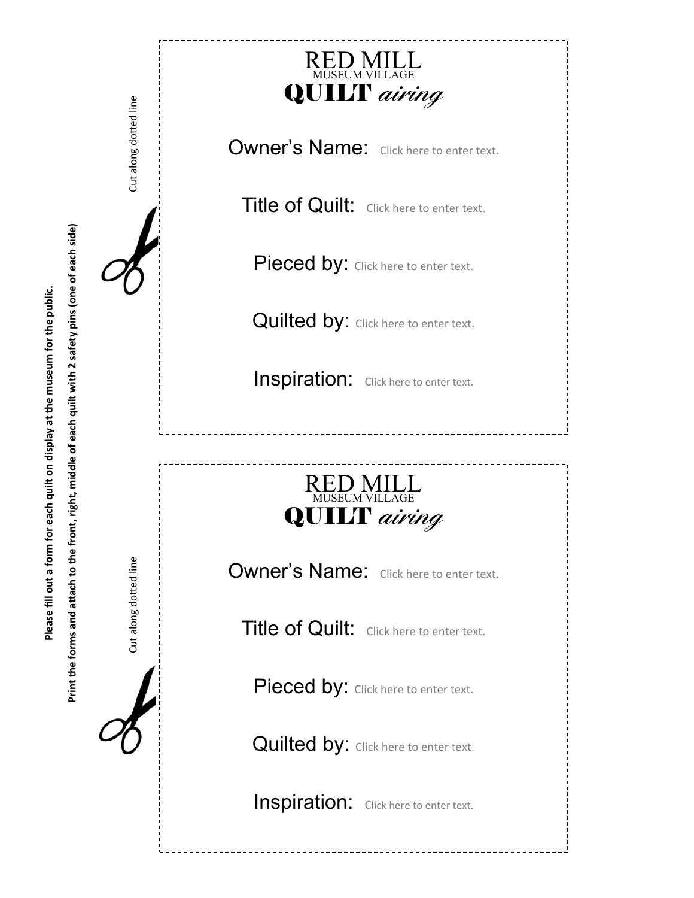Please fill out a form for each quilt on display at the museum for the public.

Print the forms and attach to the front, right, middle of each quilt with 2 safety pins (one of each side)

Cut along dotted line

# RED MILL
MUSEUM VILLAGE
## QUILT *airing*

Owner's Name: Click here to enter text.

Title of Quilt: Click here to enter text.

Pieced by: Click here to enter text.

Quilted by: Click here to enter text.

Inspiration: Click here to enter text.

Cut along dotted line

# RED MILL
MUSEUM VILLAGE
## QUILT *airing*

Owner's Name: Click here to enter text.

Title of Quilt: Click here to enter text.

Pieced by: Click here to enter text.

Quilted by: Click here to enter text.

Inspiration: Click here to enter text.